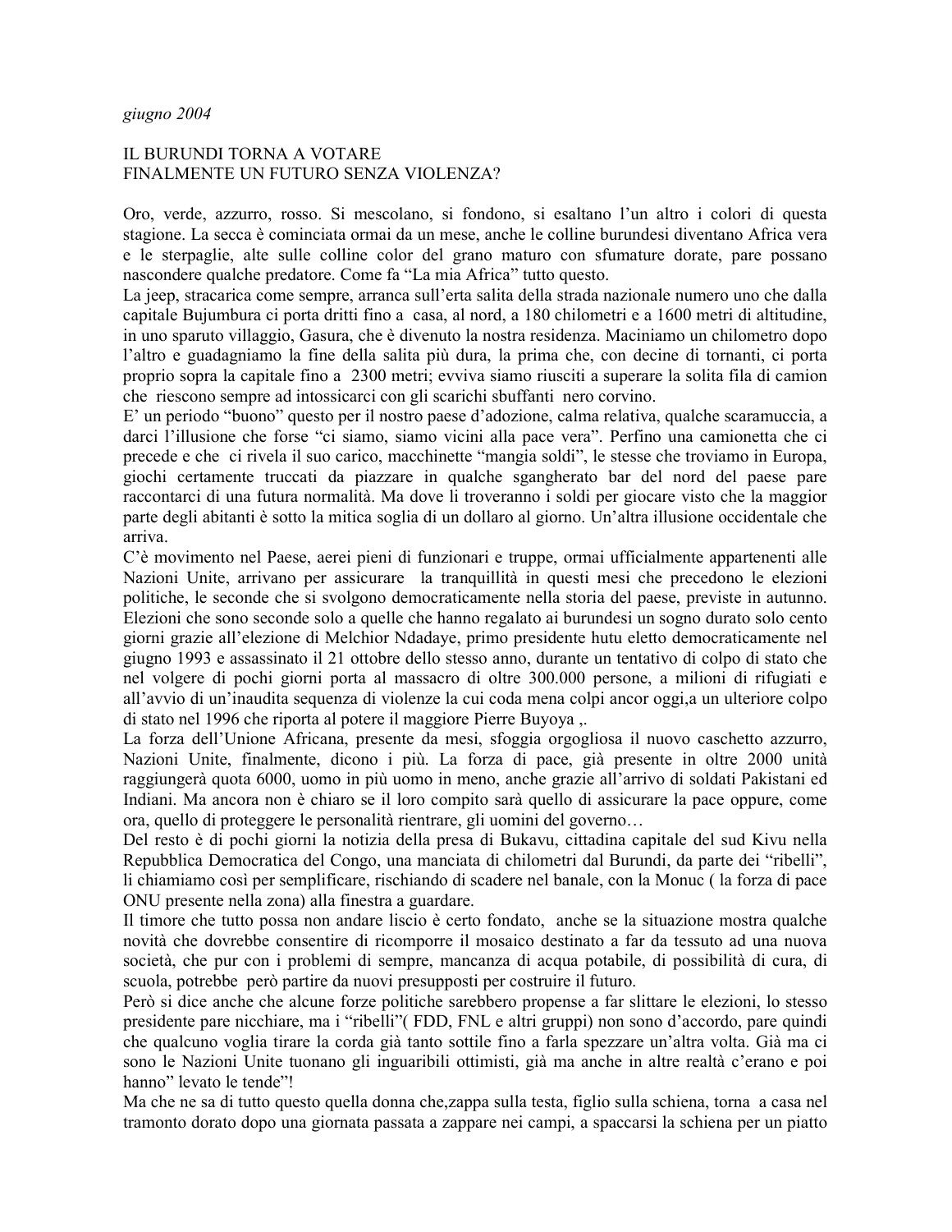*giugno 2004*

# IL BURUNDI TORNA A VOTARE
# FINALMENTE UN FUTURO SENZA VIOLENZA?

Oro, verde, azzurro, rosso. Si mescolano, si fondono, si esaltano l'un altro i colori di questa stagione. La secca è cominciata ormai da un mese, anche le colline burundesi diventano Africa vera e le sterpaglie, alte sulle colline color del grano maturo con sfumature dorate, pare possano nascondere qualche predatore. Come fa "La mia Africa" tutto questo.

La jeep, stracarica come sempre, arranca sull'erta salita della strada nazionale numero uno che dalla capitale Bujumbura ci porta dritti fino a casa, al nord, a 180 chilometri e a 1600 metri di altitudine, in uno sparuto villaggio, Gasura, che è divenuto la nostra residenza. Maciniamo un chilometro dopo l'altro e guadagniamo la fine della salita più dura, la prima che, con decine di tornanti, ci porta proprio sopra la capitale fino a 2300 metri; evviva siamo riusciti a superare la solita fila di camion che riescono sempre ad intossicarci con gli scarichi sbuffanti nero corvino.

E' un periodo "buono" questo per il nostro paese d'adozione, calma relativa, qualche scaramuccia, a darci l'illusione che forse "ci siamo, siamo vicini alla pace vera". Perfino una camionetta che ci precede e che ci rivela il suo carico, macchinette "mangia soldi", le stesse che troviamo in Europa, giochi certamente truccati da piazzare in qualche sgangherato bar del nord del paese pare raccontarci di una futura normalità. Ma dove li troveranno i soldi per giocare visto che la maggior parte degli abitanti è sotto la mitica soglia di un dollaro al giorno. Un'altra illusione occidentale che arriva.

C'è movimento nel Paese, aerei pieni di funzionari e truppe, ormai ufficialmente appartenenti alle Nazioni Unite, arrivano per assicurare la tranquillità in questi mesi che precedono le elezioni politiche, le seconde che si svolgono democraticamente nella storia del paese, previste in autunno. Elezioni che sono seconde solo a quelle che hanno regalato ai burundesi un sogno durato solo cento giorni grazie all'elezione di Melchior Ndadaye, primo presidente hutu eletto democraticamente nel giugno 1993 e assassinato il 21 ottobre dello stesso anno, durante un tentativo di colpo di stato che nel volgere di pochi giorni porta al massacro di oltre 300.000 persone, a milioni di rifugiati e all'avvio di un'inaudita sequenza di violenze la cui coda mena colpi ancor oggi,a un ulteriore colpo di stato nel 1996 che riporta al potere il maggiore Pierre Buyoya ,.

La forza dell'Unione Africana, presente da mesi, sfoggia orgogliosa il nuovo caschetto azzurro, Nazioni Unite, finalmente, dicono i più. La forza di pace, già presente in oltre 2000 unità raggiungerà quota 6000, uomo in più uomo in meno, anche grazie all'arrivo di soldati Pakistani ed Indiani. Ma ancora non è chiaro se il loro compito sarà quello di assicurare la pace oppure, come ora, quello di proteggere le personalità rientrare, gli uomini del governo…

Del resto è di pochi giorni la notizia della presa di Bukavu, cittadina capitale del sud Kivu nella Repubblica Democratica del Congo, una manciata di chilometri dal Burundi, da parte dei "ribelli", li chiamiamo così per semplificare, rischiando di scadere nel banale, con la Monuc ( la forza di pace ONU presente nella zona) alla finestra a guardare.

Il timore che tutto possa non andare liscio è certo fondato, anche se la situazione mostra qualche novità che dovrebbe consentire di ricomporre il mosaico destinato a far da tessuto ad una nuova società, che pur con i problemi di sempre, mancanza di acqua potabile, di possibilità di cura, di scuola, potrebbe però partire da nuovi presupposti per costruire il futuro.

Però si dice anche che alcune forze politiche sarebbero propense a far slittare le elezioni, lo stesso presidente pare nicchiare, ma i "ribelli"( FDD, FNL e altri gruppi) non sono d'accordo, pare quindi che qualcuno voglia tirare la corda già tanto sottile fino a farla spezzare un'altra volta. Già ma ci sono le Nazioni Unite tuonano gli inguaribili ottimisti, già ma anche in altre realtà c'erano e poi hanno" levato le tende"!

Ma che ne sa di tutto questo quella donna che,zappa sulla testa, figlio sulla schiena, torna a casa nel tramonto dorato dopo una giornata passata a zappare nei campi, a spaccarsi la schiena per un piatto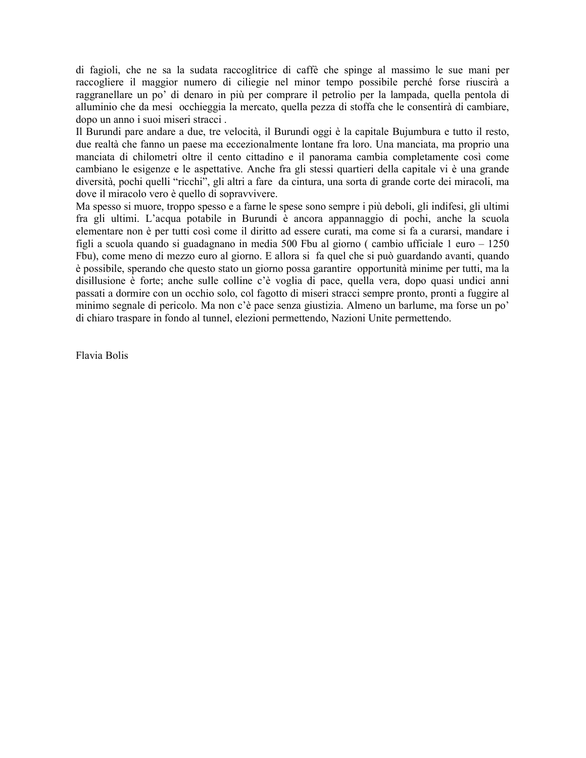di fagioli, che ne sa la sudata raccoglitrice di caffè che spinge al massimo le sue mani per raccogliere il maggior numero di ciliegie nel minor tempo possibile perché forse riuscirà a raggranellare un po' di denaro in più per comprare il petrolio per la lampada, quella pentola di alluminio che da mesi occhieggia la mercato, quella pezza di stoffa che le consentirà di cambiare, dopo un anno i suoi miseri stracci .

Il Burundi pare andare a due, tre velocità, il Burundi oggi è la capitale Bujumbura e tutto il resto, due realtà che fanno un paese ma eccezionalmente lontane fra loro. Una manciata, ma proprio una manciata di chilometri oltre il cento cittadino e il panorama cambia completamente così come cambiano le esigenze e le aspettative. Anche fra gli stessi quartieri della capitale vi è una grande diversità, pochi quelli "ricchi", gli altri a fare da cintura, una sorta di grande corte dei miracoli, ma dove il miracolo vero è quello di sopravvivere.

Ma spesso si muore, troppo spesso e a farne le spese sono sempre i più deboli, gli indifesi, gli ultimi fra gli ultimi. L'acqua potabile in Burundi è ancora appannaggio di pochi, anche la scuola elementare non è per tutti così come il diritto ad essere curati, ma come si fa a curarsi, mandare i figli a scuola quando si guadagnano in media 500 Fbu al giorno ( cambio ufficiale 1 euro – 1250 Fbu), come meno di mezzo euro al giorno. E allora si fa quel che si può guardando avanti, quando è possibile, sperando che questo stato un giorno possa garantire opportunità minime per tutti, ma la disillusione è forte; anche sulle colline c'è voglia di pace, quella vera, dopo quasi undici anni passati a dormire con un occhio solo, col fagotto di miseri stracci sempre pronto, pronti a fuggire al minimo segnale di pericolo. Ma non c'è pace senza giustizia. Almeno un barlume, ma forse un po' di chiaro traspare in fondo al tunnel, elezioni permettendo, Nazioni Unite permettendo.

Flavia Bolis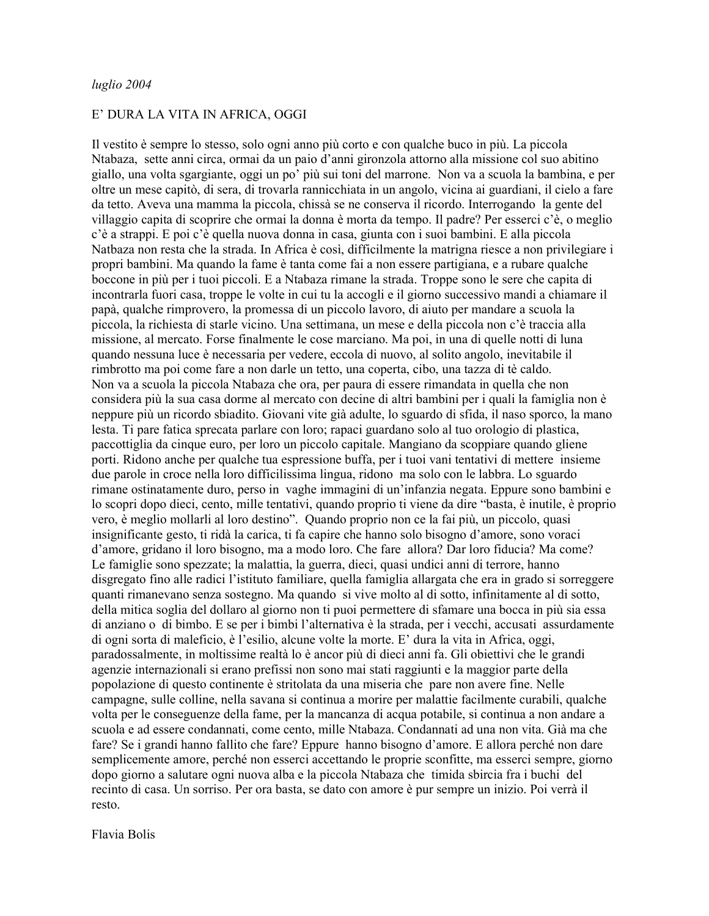*luglio 2004*

E' DURA LA VITA IN AFRICA, OGGI

Il vestito è sempre lo stesso, solo ogni anno più corto e con qualche buco in più. La piccola Ntabaza, sette anni circa, ormai da un paio d'anni gironzola attorno alla missione col suo abitino giallo, una volta sgargiante, oggi un po' più sui toni del marrone. Non va a scuola la bambina, e per oltre un mese capitò, di sera, di trovarla rannicchiata in un angolo, vicina ai guardiani, il cielo a fare da tetto. Aveva una mamma la piccola, chissà se ne conserva il ricordo. Interrogando la gente del villaggio capita di scoprire che ormai la donna è morta da tempo. Il padre? Per esserci c'è, o meglio c'è a strappi. E poi c'è quella nuova donna in casa, giunta con i suoi bambini. E alla piccola Natbaza non resta che la strada. In Africa è così, difficilmente la matrigna riesce a non privilegiare i propri bambini. Ma quando la fame è tanta come fai a non essere partigiana, e a rubare qualche boccone in più per i tuoi piccoli. E a Ntabaza rimane la strada. Troppe sono le sere che capita di incontrarla fuori casa, troppe le volte in cui tu la accogli e il giorno successivo mandi a chiamare il papà, qualche rimprovero, la promessa di un piccolo lavoro, di aiuto per mandare a scuola la piccola, la richiesta di starle vicino. Una settimana, un mese e della piccola non c'è traccia alla missione, al mercato. Forse finalmente le cose marciano. Ma poi, in una di quelle notti di luna quando nessuna luce è necessaria per vedere, eccola di nuovo, al solito angolo, inevitabile il rimbrotto ma poi come fare a non darle un tetto, una coperta, cibo, una tazza di tè caldo.
Non va a scuola la piccola Ntabaza che ora, per paura di essere rimandata in quella che non considera più la sua casa dorme al mercato con decine di altri bambini per i quali la famiglia non è neppure più un ricordo sbiadito. Giovani vite già adulte, lo sguardo di sfida, il naso sporco, la mano lesta. Ti pare fatica sprecata parlare con loro; rapaci guardano solo al tuo orologio di plastica, paccottiglia da cinque euro, per loro un piccolo capitale. Mangiano da scoppiare quando gliene porti. Ridono anche per qualche tua espressione buffa, per i tuoi vani tentativi di mettere insieme due parole in croce nella loro difficilissima lingua, ridono ma solo con le labbra. Lo sguardo rimane ostinatamente duro, perso in vaghe immagini di un'infanzia negata. Eppure sono bambini e lo scopri dopo dieci, cento, mille tentativi, quando proprio ti viene da dire "basta, è inutile, è proprio vero, è meglio mollarli al loro destino". Quando proprio non ce la fai più, un piccolo, quasi insignificante gesto, ti ridà la carica, ti fa capire che hanno solo bisogno d'amore, sono voraci d'amore, gridano il loro bisogno, ma a modo loro. Che fare allora? Dar loro fiducia? Ma come?
Le famiglie sono spezzate; la malattia, la guerra, dieci, quasi undici anni di terrore, hanno disgregato fino alle radici l'istituto familiare, quella famiglia allargata che era in grado si sorreggere quanti rimanevano senza sostegno. Ma quando si vive molto al di sotto, infinitamente al di sotto, della mitica soglia del dollaro al giorno non ti puoi permettere di sfamare una bocca in più sia essa di anziano o di bimbo. E se per i bimbi l'alternativa è la strada, per i vecchi, accusati assurdamente di ogni sorta di maleficio, è l'esilio, alcune volte la morte. E' dura la vita in Africa, oggi, paradossalmente, in moltissime realtà lo è ancor più di dieci anni fa. Gli obiettivi che le grandi agenzie internazionali si erano prefissi non sono mai stati raggiunti e la maggior parte della popolazione di questo continente è stritolata da una miseria che pare non avere fine. Nelle campagne, sulle colline, nella savana si continua a morire per malattie facilmente curabili, qualche volta per le conseguenze della fame, per la mancanza di acqua potabile, si continua a non andare a scuola e ad essere condannati, come cento, mille Ntabaza. Condannati ad una non vita. Già ma che fare? Se i grandi hanno fallito che fare? Eppure hanno bisogno d'amore. E allora perché non dare semplicemente amore, perché non esserci accettando le proprie sconfitte, ma esserci sempre, giorno dopo giorno a salutare ogni nuova alba e la piccola Ntabaza che timida sbircia fra i buchi del recinto di casa. Un sorriso. Per ora basta, se dato con amore è pur sempre un inizio. Poi verrà il resto.

Flavia Bolis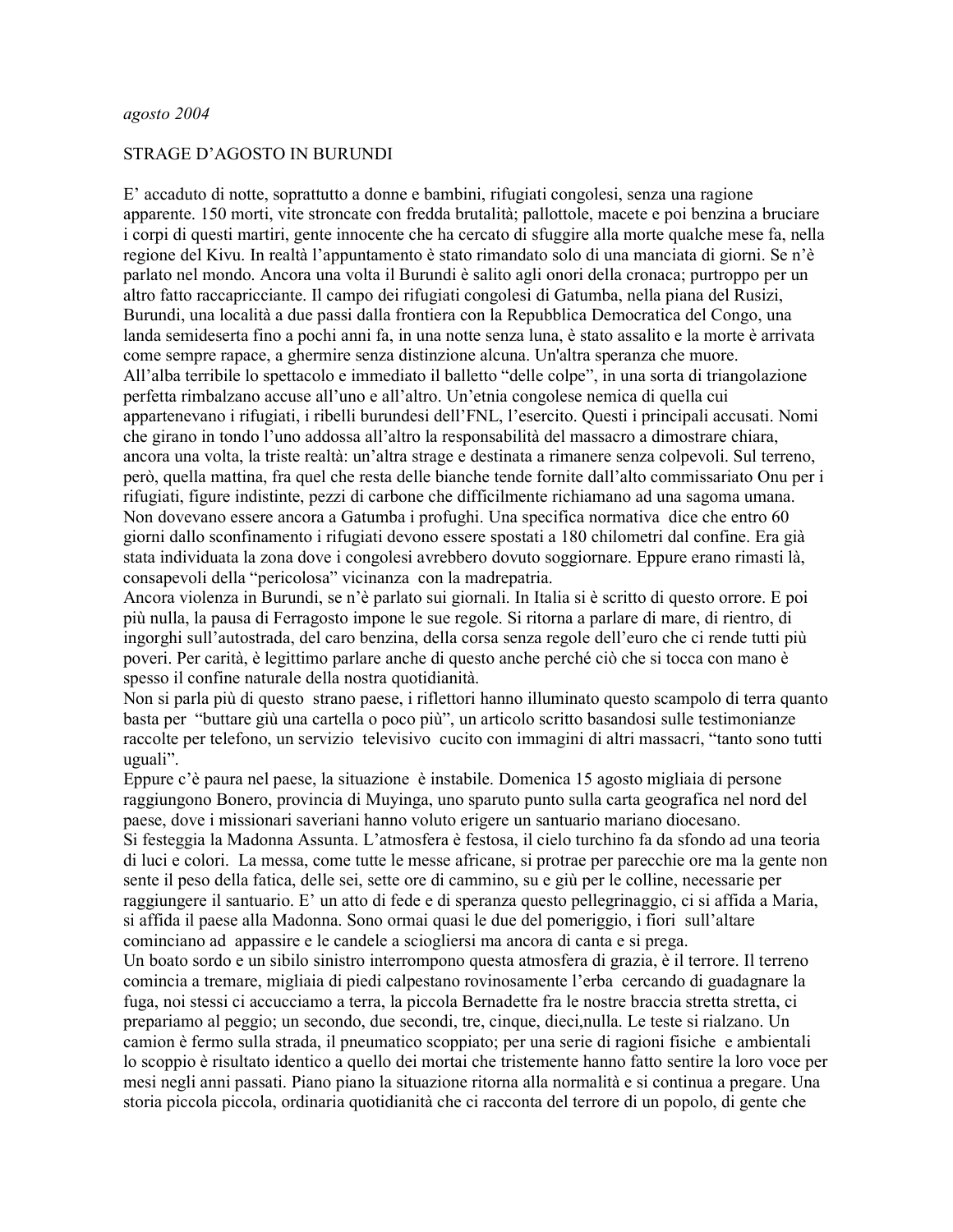*agosto 2004*

STRAGE D'AGOSTO IN BURUNDI

E' accaduto di notte, soprattutto a donne e bambini, rifugiati congolesi, senza una ragione apparente. 150 morti, vite stroncate con fredda brutalità; pallottole, macete e poi benzina a bruciare i corpi di questi martiri, gente innocente che ha cercato di sfuggire alla morte qualche mese fa, nella regione del Kivu. In realtà l'appuntamento è stato rimandato solo di una manciata di giorni. Se n'è parlato nel mondo. Ancora una volta il Burundi è salito agli onori della cronaca; purtroppo per un altro fatto raccapricciante. Il campo dei rifugiati congolesi di Gatumba, nella piana del Rusizi, Burundi, una località a due passi dalla frontiera con la Repubblica Democratica del Congo, una landa semideserta fino a pochi anni fa, in una notte senza luna, è stato assalito e la morte è arrivata come sempre rapace, a ghermire senza distinzione alcuna. Un'altra speranza che muore.
All'alba terribile lo spettacolo e immediato il balletto "delle colpe", in una sorta di triangolazione perfetta rimbalzano accuse all'uno e all'altro. Un'etnia congolese nemica di quella cui appartenevano i rifugiati, i ribelli burundesi dell'FNL, l'esercito. Questi i principali accusati. Nomi che girano in tondo l'uno addossa all'altro la responsabilità del massacro a dimostrare chiara, ancora una volta, la triste realtà: un'altra strage e destinata a rimanere senza colpevoli. Sul terreno, però, quella mattina, fra quel che resta delle bianche tende fornite dall'alto commissariato Onu per i rifugiati, figure indistinte, pezzi di carbone che difficilmente richiamano ad una sagoma umana. Non dovevano essere ancora a Gatumba i profughi. Una specifica normativa dice che entro 60 giorni dallo sconfinamento i rifugiati devono essere spostati a 180 chilometri dal confine. Era già stata individuata la zona dove i congolesi avrebbero dovuto soggiornare. Eppure erano rimasti là, consapevoli della "pericolosa" vicinanza con la madrepatria.
Ancora violenza in Burundi, se n'è parlato sui giornali. In Italia si è scritto di questo orrore. E poi più nulla, la pausa di Ferragosto impone le sue regole. Si ritorna a parlare di mare, di rientro, di ingorghi sull'autostrada, del caro benzina, della corsa senza regole dell'euro che ci rende tutti più poveri. Per carità, è legittimo parlare anche di questo anche perché ciò che si tocca con mano è spesso il confine naturale della nostra quotidianità.
Non si parla più di questo strano paese, i riflettori hanno illuminato questo scampolo di terra quanto basta per "buttare giù una cartella o poco più", un articolo scritto basandosi sulle testimonianze raccolte per telefono, un servizio televisivo cucito con immagini di altri massacri, "tanto sono tutti uguali".
Eppure c'è paura nel paese, la situazione è instabile. Domenica 15 agosto migliaia di persone raggiungono Bonero, provincia di Muyinga, uno sparuto punto sulla carta geografica nel nord del paese, dove i missionari saveriani hanno voluto erigere un santuario mariano diocesano.
Si festeggia la Madonna Assunta. L'atmosfera è festosa, il cielo turchino fa da sfondo ad una teoria di luci e colori. La messa, come tutte le messe africane, si protrae per parecchie ore ma la gente non sente il peso della fatica, delle sei, sette ore di cammino, su e giù per le colline, necessarie per raggiungere il santuario. E' un atto di fede e di speranza questo pellegrinaggio, ci si affida a Maria, si affida il paese alla Madonna. Sono ormai quasi le due del pomeriggio, i fiori sull'altare cominciano ad appassire e le candele a sciogliersi ma ancora di canta e si prega.
Un boato sordo e un sibilo sinistro interrompono questa atmosfera di grazia, è il terrore. Il terreno comincia a tremare, migliaia di piedi calpestano rovinosamente l'erba cercando di guadagnare la fuga, noi stessi ci accucciamo a terra, la piccola Bernadette fra le nostre braccia stretta stretta, ci prepariamo al peggio; un secondo, due secondi, tre, cinque, dieci,nulla. Le teste si rialzano. Un camion è fermo sulla strada, il pneumatico scoppiato; per una serie di ragioni fisiche e ambientali lo scoppio è risultato identico a quello dei mortai che tristemente hanno fatto sentire la loro voce per mesi negli anni passati. Piano piano la situazione ritorna alla normalità e si continua a pregare. Una storia piccola piccola, ordinaria quotidianità che ci racconta del terrore di un popolo, di gente che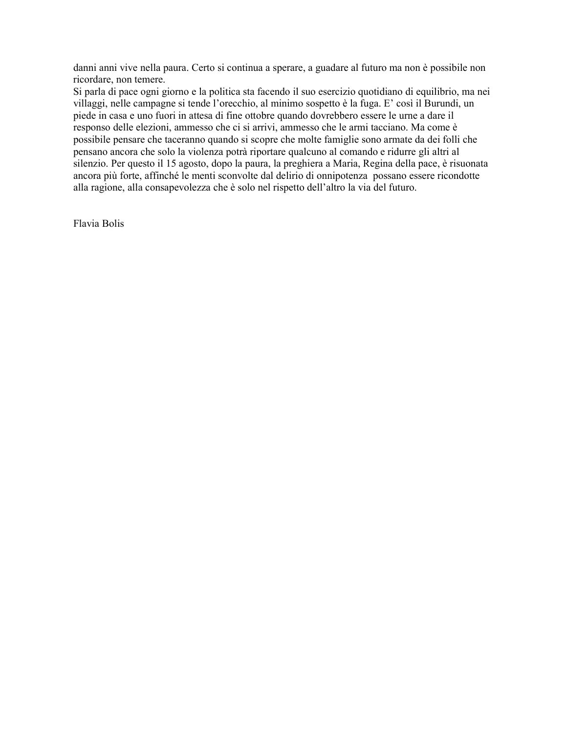danni anni vive nella paura. Certo si continua a sperare, a guadare al futuro ma non è possibile non ricordare, non temere.
Si parla di pace ogni giorno e la politica sta facendo il suo esercizio quotidiano di equilibrio, ma nei villaggi, nelle campagne si tende l'orecchio, al minimo sospetto è la fuga. E' così il Burundi, un piede in casa e uno fuori in attesa di fine ottobre quando dovrebbero essere le urne a dare il responso delle elezioni, ammesso che ci si arrivi, ammesso che le armi tacciano. Ma come è possibile pensare che taceranno quando si scopre che molte famiglie sono armate da dei folli che pensano ancora che solo la violenza potrà riportare qualcuno al comando e ridurre gli altri al silenzio. Per questo il 15 agosto, dopo la paura, la preghiera a Maria, Regina della pace, è risuonata ancora più forte, affinché le menti sconvolte dal delirio di onnipotenza possano essere ricondotte alla ragione, alla consapevolezza che è solo nel rispetto dell'altro la via del futuro.

Flavia Bolis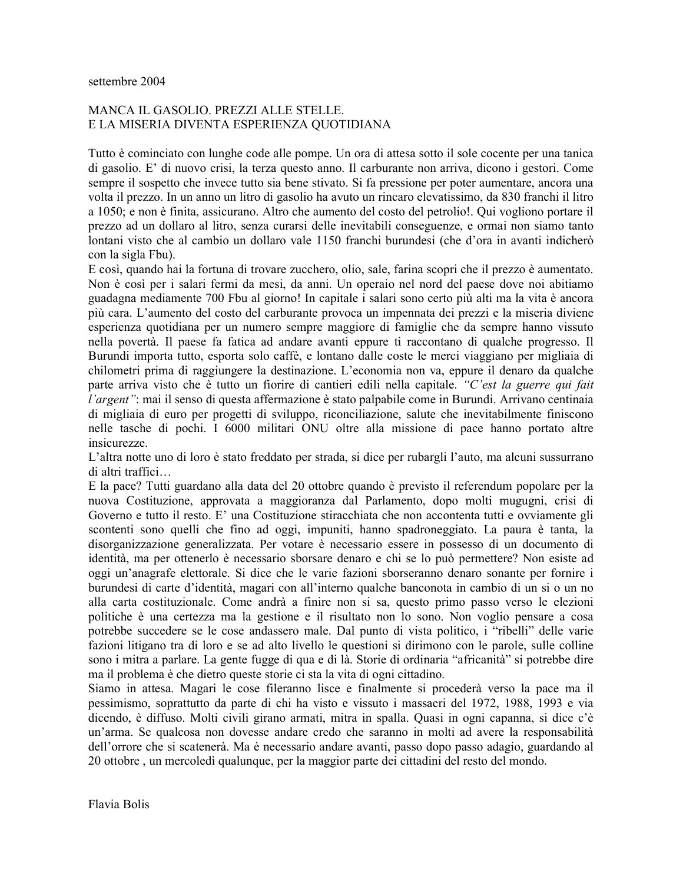settembre 2004

# MANCA IL GASOLIO. PREZZI ALLE STELLE.
# E LA MISERIA DIVENTA ESPERIENZA QUOTIDIANA

Tutto è cominciato con lunghe code alle pompe. Un ora di attesa sotto il sole cocente per una tanica di gasolio. E' di nuovo crisi, la terza questo anno. Il carburante non arriva, dicono i gestori. Come sempre il sospetto che invece tutto sia bene stivato. Si fa pressione per poter aumentare, ancora una volta il prezzo. In un anno un litro di gasolio ha avuto un rincaro elevatissimo, da 830 franchi il litro a 1050; e non è finita, assicurano. Altro che aumento del costo del petrolio!. Qui vogliono portare il prezzo ad un dollaro al litro, senza curarsi delle inevitabili conseguenze, e ormai non siamo tanto lontani visto che al cambio un dollaro vale 1150 franchi burundesi (che d'ora in avanti indicherò con la sigla Fbu).

E così, quando hai la fortuna di trovare zucchero, olio, sale, farina scopri che il prezzo è aumentato. Non è così per i salari fermi da mesi, da anni. Un operaio nel nord del paese dove noi abitiamo guadagna mediamente 700 Fbu al giorno! In capitale i salari sono certo più alti ma la vita è ancora più cara. L'aumento del costo del carburante provoca un impennata dei prezzi e la miseria diviene esperienza quotidiana per un numero sempre maggiore di famiglie che da sempre hanno vissuto nella povertà. Il paese fa fatica ad andare avanti eppure ti raccontano di qualche progresso. Il Burundi importa tutto, esporta solo caffè, e lontano dalle coste le merci viaggiano per migliaia di chilometri prima di raggiungere la destinazione. L'economia non va, eppure il denaro da qualche parte arriva visto che è tutto un fiorire di cantieri edili nella capitale. *"C'est la guerre qui fait l'argent"*: mai il senso di questa affermazione è stato palpabile come in Burundi. Arrivano centinaia di migliaia di euro per progetti di sviluppo, riconciliazione, salute che inevitabilmente finiscono nelle tasche di pochi. I 6000 militari ONU oltre alla missione di pace hanno portato altre insicurezze.

L'altra notte uno di loro è stato freddato per strada, si dice per rubargli l'auto, ma alcuni sussurrano di altri traffici…

E la pace? Tutti guardano alla data del 20 ottobre quando è previsto il referendum popolare per la nuova Costituzione, approvata a maggioranza dal Parlamento, dopo molti mugugni, crisi di Governo e tutto il resto. E' una Costituzione stiracchiata che non accontenta tutti e ovviamente gli scontenti sono quelli che fino ad oggi, impuniti, hanno spadroneggiato. La paura è tanta, la disorganizzazione generalizzata. Per votare è necessario essere in possesso di un documento di identità, ma per ottenerlo è necessario sborsare denaro e chi se lo può permettere? Non esiste ad oggi un'anagrafe elettorale. Si dice che le varie fazioni sborseranno denaro sonante per fornire i burundesi di carte d'identità, magari con all'interno qualche banconota in cambio di un si o un no alla carta costituzionale. Come andrà a finire non si sa, questo primo passo verso le elezioni politiche è una certezza ma la gestione e il risultato non lo sono. Non voglio pensare a cosa potrebbe succedere se le cose andassero male. Dal punto di vista politico, i "ribelli" delle varie fazioni litigano tra di loro e se ad alto livello le questioni si dirimono con le parole, sulle colline sono i mitra a parlare. La gente fugge di qua e di là. Storie di ordinaria "africanità" si potrebbe dire ma il problema è che dietro queste storie ci sta la vita di ogni cittadino.

Siamo in attesa. Magari le cose fileranno lisce e finalmente si procederà verso la pace ma il pessimismo, soprattutto da parte di chi ha visto e vissuto i massacri del 1972, 1988, 1993 e via dicendo, è diffuso. Molti civili girano armati, mitra in spalla. Quasi in ogni capanna, si dice c'è un'arma. Se qualcosa non dovesse andare credo che saranno in molti ad avere la responsabilità dell'orrore che si scatenerà. Ma è necessario andare avanti, passo dopo passo adagio, guardando al 20 ottobre , un mercoledì qualunque, per la maggior parte dei cittadini del resto del mondo.

Flavia Bolis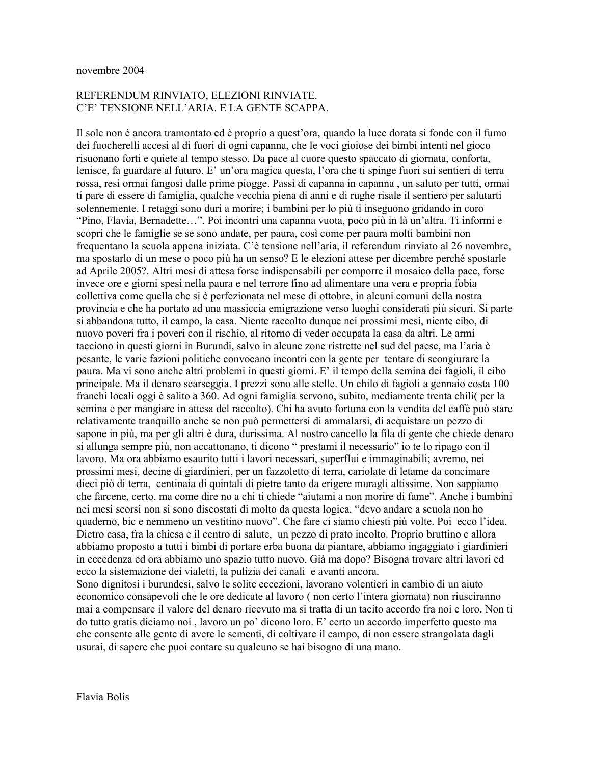novembre 2004

REFERENDUM RINVIATO, ELEZIONI RINVIATE.
C'E' TENSIONE NELL'ARIA. E LA GENTE SCAPPA.

Il sole non è ancora tramontato ed è proprio a quest'ora, quando la luce dorata si fonde con il fumo dei fuocherelli accesi al di fuori di ogni capanna, che le voci gioiose dei bimbi intenti nel gioco risuonano forti e quiete al tempo stesso. Da pace al cuore questo spaccato di giornata, conforta, lenisce, fa guardare al futuro. E' un'ora magica questa, l'ora che ti spinge fuori sui sentieri di terra rossa, resi ormai fangosi dalle prime piogge. Passi di capanna in capanna , un saluto per tutti, ormai ti pare di essere di famiglia, qualche vecchia piena di anni e di rughe risale il sentiero per salutarti solennemente. I retaggi sono duri a morire; i bambini per lo più ti inseguono gridando in coro "Pino, Flavia, Bernadette…". Poi incontri una capanna vuota, poco più in là un'altra. Ti informi e scopri che le famiglie se se sono andate, per paura, così come per paura molti bambini non frequentano la scuola appena iniziata. C'è tensione nell'aria, il referendum rinviato al 26 novembre, ma spostarlo di un mese o poco più ha un senso? E le elezioni attese per dicembre perché spostarle ad Aprile 2005?. Altri mesi di attesa forse indispensabili per comporre il mosaico della pace, forse invece ore e giorni spesi nella paura e nel terrore fino ad alimentare una vera e propria fobia collettiva come quella che si è perfezionata nel mese di ottobre, in alcuni comuni della nostra provincia e che ha portato ad una massiccia emigrazione verso luoghi considerati più sicuri. Si parte si abbandona tutto, il campo, la casa. Niente raccolto dunque nei prossimi mesi, niente cibo, di nuovo poveri fra i poveri con il rischio, al ritorno di veder occupata la casa da altri. Le armi tacciono in questi giorni in Burundi, salvo in alcune zone ristrette nel sud del paese, ma l'aria è pesante, le varie fazioni politiche convocano incontri con la gente per tentare di scongiurare la paura. Ma vi sono anche altri problemi in questi giorni. E' il tempo della semina dei fagioli, il cibo principale. Ma il denaro scarseggia. I prezzi sono alle stelle. Un chilo di fagioli a gennaio costa 100 franchi locali oggi è salito a 360. Ad ogni famiglia servono, subito, mediamente trenta chili( per la semina e per mangiare in attesa del raccolto). Chi ha avuto fortuna con la vendita del caffè può stare relativamente tranquillo anche se non può permettersi di ammalarsi, di acquistare un pezzo di sapone in più, ma per gli altri è dura, durissima. Al nostro cancello la fila di gente che chiede denaro si allunga sempre più, non accattonano, ti dicono " prestami il necessario" io te lo ripago con il lavoro. Ma ora abbiamo esaurito tutti i lavori necessari, superflui e immaginabili; avremo, nei prossimi mesi, decine di giardinieri, per un fazzoletto di terra, cariolate di letame da concimare dieci piò di terra, centinaia di quintali di pietre tanto da erigere muraglie altissime. Non sappiamo che farcene, certo, ma come dire no a chi ti chiede "aiutami a non morire di fame". Anche i bambini nei mesi scorsi non si sono discostati di molto da questa logica. "devo andare a scuola non ho quaderno, bic e nemmeno un vestitino nuovo". Che fare ci siamo chiesti più volte. Poi ecco l'idea. Dietro casa, fra la chiesa e il centro di salute, un pezzo di prato incolto. Proprio bruttino e allora abbiamo proposto a tutti i bimbi di portare erba buona da piantare, abbiamo ingaggiato i giardinieri in eccedenza ed ora abbiamo uno spazio tutto nuovo. Già ma dopo? Bisogna trovare altri lavori ed ecco la sistemazione dei vialetti, la pulizia dei canali e avanti ancora.
Sono dignitosi i burundesi, salvo le solite eccezioni, lavorano volentieri in cambio di un aiuto economico consapevoli che le ore dedicate al lavoro ( non certo l'intera giornata) non riusciranno mai a compensare il valore del denaro ricevuto ma si tratta di un tacito accordo fra noi e loro. Non ti do tutto gratis diciamo noi , lavoro un po' dicono loro. E' certo un accordo imperfetto questo ma che consente alle gente di avere le sementi, di coltivare il campo, di non essere strangolata dagli usurai, di sapere che puoi contare su qualcuno se hai bisogno di una mano.

Flavia Bolis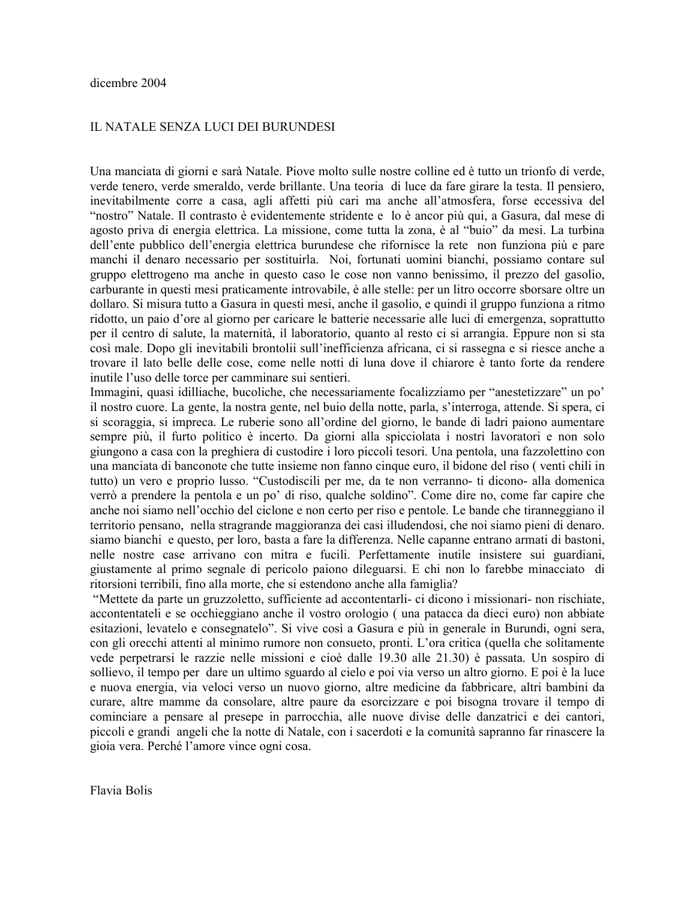dicembre 2004

# IL NATALE SENZA LUCI DEI BURUNDESI

Una manciata di giorni e sarà Natale. Piove molto sulle nostre colline ed è tutto un trionfo di verde, verde tenero, verde smeraldo, verde brillante. Una teoria di luce da fare girare la testa. Il pensiero, inevitabilmente corre a casa, agli affetti più cari ma anche all'atmosfera, forse eccessiva del "nostro" Natale. Il contrasto è evidentemente stridente e lo è ancor più qui, a Gasura, dal mese di agosto priva di energia elettrica. La missione, come tutta la zona, è al "buio" da mesi. La turbina dell'ente pubblico dell'energia elettrica burundese che rifornisce la rete non funziona più e pare manchi il denaro necessario per sostituirla. Noi, fortunati uomini bianchi, possiamo contare sul gruppo elettrogeno ma anche in questo caso le cose non vanno benissimo, il prezzo del gasolio, carburante in questi mesi praticamente introvabile, è alle stelle: per un litro occorre sborsare oltre un dollaro. Si misura tutto a Gasura in questi mesi, anche il gasolio, e quindi il gruppo funziona a ritmo ridotto, un paio d'ore al giorno per caricare le batterie necessarie alle luci di emergenza, soprattutto per il centro di salute, la maternità, il laboratorio, quanto al resto ci si arrangia. Eppure non si sta così male. Dopo gli inevitabili brontolii sull'inefficienza africana, ci si rassegna e si riesce anche a trovare il lato belle delle cose, come nelle notti di luna dove il chiarore è tanto forte da rendere inutile l'uso delle torce per camminare sui sentieri.

Immagini, quasi idilliache, bucoliche, che necessariamente focalizziamo per "anestetizzare" un po' il nostro cuore. La gente, la nostra gente, nel buio della notte, parla, s'interroga, attende. Si spera, ci si scoraggia, si impreca. Le ruberie sono all'ordine del giorno, le bande di ladri paiono aumentare sempre più, il furto politico è incerto. Da giorni alla spicciolata i nostri lavoratori e non solo giungono a casa con la preghiera di custodire i loro piccoli tesori. Una pentola, una fazzolettino con una manciata di banconote che tutte insieme non fanno cinque euro, il bidone del riso ( venti chili in tutto) un vero e proprio lusso. "Custodiscili per me, da te non verranno- ti dicono- alla domenica verrò a prendere la pentola e un po' di riso, qualche soldino". Come dire no, come far capire che anche noi siamo nell'occhio del ciclone e non certo per riso e pentole. Le bande che tiranneggiano il territorio pensano, nella stragrande maggioranza dei casi illudendosi, che noi siamo pieni di denaro. siamo bianchi e questo, per loro, basta a fare la differenza. Nelle capanne entrano armati di bastoni, nelle nostre case arrivano con mitra e fucili. Perfettamente inutile insistere sui guardiani, giustamente al primo segnale di pericolo paiono dileguarsi. E chi non lo farebbe minacciato di ritorsioni terribili, fino alla morte, che si estendono anche alla famiglia?

"Mettete da parte un gruzzoletto, sufficiente ad accontentarli- ci dicono i missionari- non rischiate, accontentateli e se occhieggiano anche il vostro orologio ( una patacca da dieci euro) non abbiate esitazioni, levatelo e consegnatelo". Si vive così a Gasura e più in generale in Burundi, ogni sera, con gli orecchi attenti al minimo rumore non consueto, pronti. L'ora critica (quella che solitamente vede perpetrarsi le razzie nelle missioni e cioè dalle 19.30 alle 21.30) è passata. Un sospiro di sollievo, il tempo per dare un ultimo sguardo al cielo e poi via verso un altro giorno. E poi è la luce e nuova energia, via veloci verso un nuovo giorno, altre medicine da fabbricare, altri bambini da curare, altre mamme da consolare, altre paure da esorcizzare e poi bisogna trovare il tempo di cominciare a pensare al presepe in parrocchia, alle nuove divise delle danzatrici e dei cantori, piccoli e grandi angeli che la notte di Natale, con i sacerdoti e la comunità sapranno far rinascere la gioia vera. Perché l'amore vince ogni cosa.

Flavia Bolis